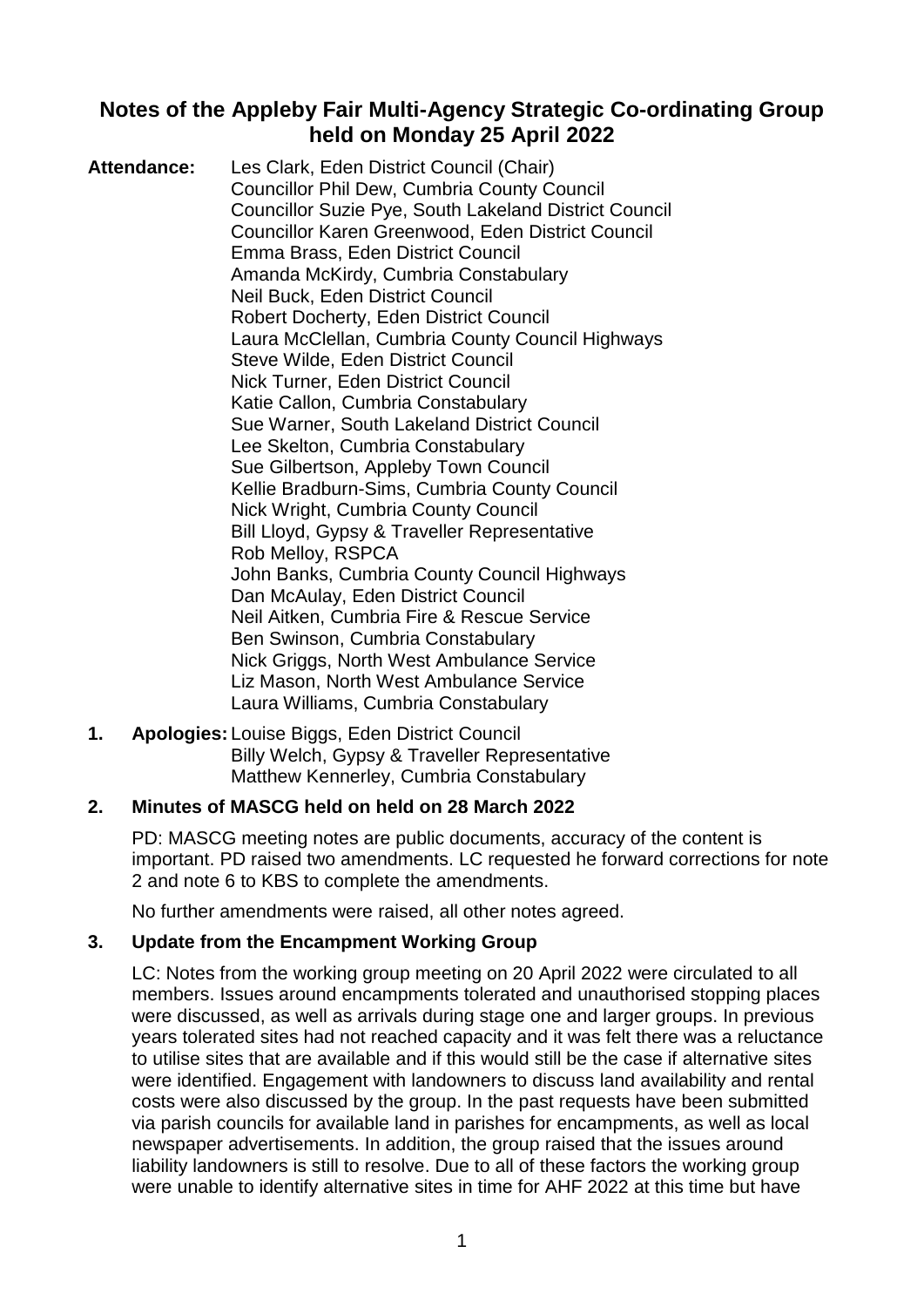# Notes of the Appleby Fair Multi-Agency Strategic Co-ordinating Group held on Monday 25 April 2022

**Attendance:**
Les Clark, Eden District Council (Chair)
Councillor Phil Dew, Cumbria County Council
Councillor Suzie Pye, South Lakeland District Council
Councillor Karen Greenwood, Eden District Council
Emma Brass, Eden District Council
Amanda McKirdy, Cumbria Constabulary
Neil Buck, Eden District Council
Robert Docherty, Eden District Council
Laura McClellan, Cumbria County Council Highways
Steve Wilde, Eden District Council
Nick Turner, Eden District Council
Katie Callon, Cumbria Constabulary
Sue Warner, South Lakeland District Council
Lee Skelton, Cumbria Constabulary
Sue Gilbertson, Appleby Town Council
Kellie Bradburn-Sims, Cumbria County Council
Nick Wright, Cumbria County Council
Bill Lloyd, Gypsy & Traveller Representative
Rob Melloy, RSPCA
John Banks, Cumbria County Council Highways
Dan McAulay, Eden District Council
Neil Aitken, Cumbria Fire & Rescue Service
Ben Swinson, Cumbria Constabulary
Nick Griggs, North West Ambulance Service
Liz Mason, North West Ambulance Service
Laura Williams, Cumbria Constabulary

## 1. Apologies:

Louise Biggs, Eden District Council
Billy Welch, Gypsy & Traveller Representative
Matthew Kennerley, Cumbria Constabulary

## 2. Minutes of MASCG held on held on 28 March 2022

PD: MASCG meeting notes are public documents, accuracy of the content is important. PD raised two amendments. LC requested he forward corrections for note 2 and note 6 to KBS to complete the amendments.

No further amendments were raised, all other notes agreed.

## 3. Update from the Encampment Working Group

LC: Notes from the working group meeting on 20 April 2022 were circulated to all members. Issues around encampments tolerated and unauthorised stopping places were discussed, as well as arrivals during stage one and larger groups. In previous years tolerated sites had not reached capacity and it was felt there was a reluctance to utilise sites that are available and if this would still be the case if alternative sites were identified. Engagement with landowners to discuss land availability and rental costs were also discussed by the group. In the past requests have been submitted via parish councils for available land in parishes for encampments, as well as local newspaper advertisements. In addition, the group raised that the issues around liability landowners is still to resolve. Due to all of these factors the working group were unable to identify alternative sites in time for AHF 2022 at this time but have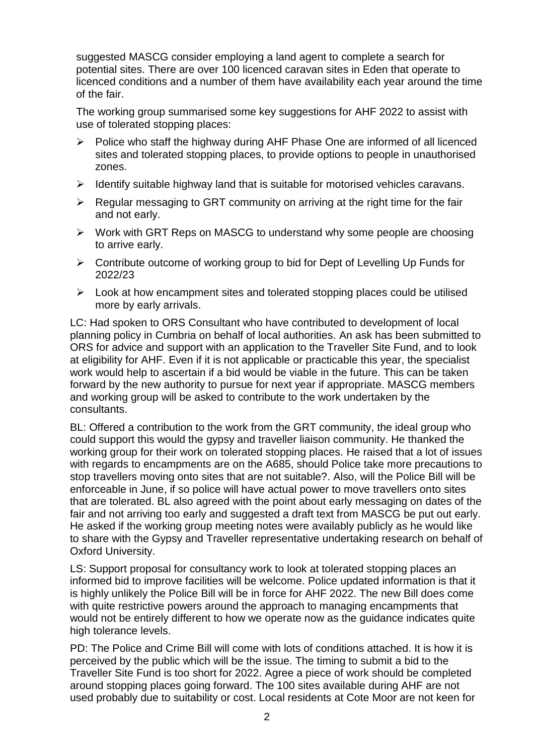suggested MASCG consider employing a land agent to complete a search for potential sites. There are over 100 licenced caravan sites in Eden that operate to licenced conditions and a number of them have availability each year around the time of the fair.

The working group summarised some key suggestions for AHF 2022 to assist with use of tolerated stopping places:

- Police who staff the highway during AHF Phase One are informed of all licenced sites and tolerated stopping places, to provide options to people in unauthorised zones.
- Identify suitable highway land that is suitable for motorised vehicles caravans.
- Regular messaging to GRT community on arriving at the right time for the fair and not early.
- Work with GRT Reps on MASCG to understand why some people are choosing to arrive early.
- Contribute outcome of working group to bid for Dept of Levelling Up Funds for 2022/23
- Look at how encampment sites and tolerated stopping places could be utilised more by early arrivals.

LC: Had spoken to ORS Consultant who have contributed to development of local planning policy in Cumbria on behalf of local authorities. An ask has been submitted to ORS for advice and support with an application to the Traveller Site Fund, and to look at eligibility for AHF. Even if it is not applicable or practicable this year, the specialist work would help to ascertain if a bid would be viable in the future. This can be taken forward by the new authority to pursue for next year if appropriate. MASCG members and working group will be asked to contribute to the work undertaken by the consultants.

BL: Offered a contribution to the work from the GRT community, the ideal group who could support this would the gypsy and traveller liaison community. He thanked the working group for their work on tolerated stopping places. He raised that a lot of issues with regards to encampments are on the A685, should Police take more precautions to stop travellers moving onto sites that are not suitable?. Also, will the Police Bill will be enforceable in June, if so police will have actual power to move travellers onto sites that are tolerated. BL also agreed with the point about early messaging on dates of the fair and not arriving too early and suggested a draft text from MASCG be put out early. He asked if the working group meeting notes were availably publicly as he would like to share with the Gypsy and Traveller representative undertaking research on behalf of Oxford University.

LS: Support proposal for consultancy work to look at tolerated stopping places an informed bid to improve facilities will be welcome. Police updated information is that it is highly unlikely the Police Bill will be in force for AHF 2022. The new Bill does come with quite restrictive powers around the approach to managing encampments that would not be entirely different to how we operate now as the guidance indicates quite high tolerance levels.

PD: The Police and Crime Bill will come with lots of conditions attached. It is how it is perceived by the public which will be the issue. The timing to submit a bid to the Traveller Site Fund is too short for 2022. Agree a piece of work should be completed around stopping places going forward. The 100 sites available during AHF are not used probably due to suitability or cost. Local residents at Cote Moor are not keen for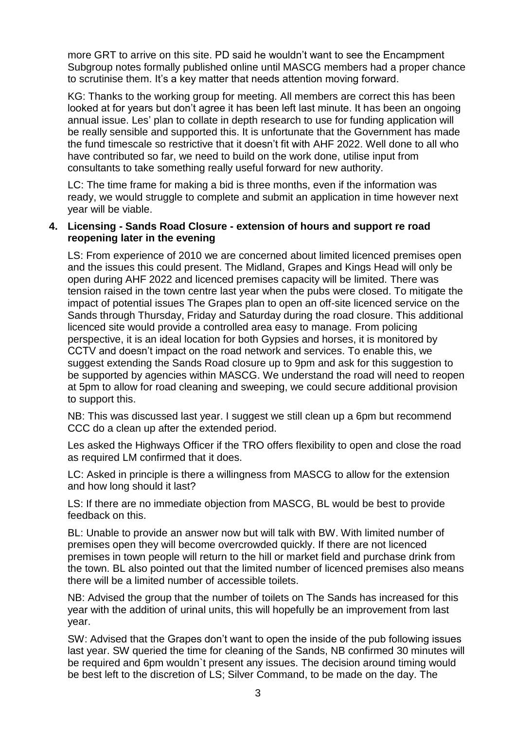more GRT to arrive on this site. PD said he wouldn't want to see the Encampment Subgroup notes formally published online until MASCG members had a proper chance to scrutinise them. It's a key matter that needs attention moving forward.

KG: Thanks to the working group for meeting. All members are correct this has been looked at for years but don't agree it has been left last minute. It has been an ongoing annual issue. Les' plan to collate in depth research to use for funding application will be really sensible and supported this. It is unfortunate that the Government has made the fund timescale so restrictive that it doesn't fit with AHF 2022. Well done to all who have contributed so far, we need to build on the work done, utilise input from consultants to take something really useful forward for new authority.

LC: The time frame for making a bid is three months, even if the information was ready, we would struggle to complete and submit an application in time however next year will be viable.

**4. Licensing - Sands Road Closure - extension of hours and support re road reopening later in the evening**

LS: From experience of 2010 we are concerned about limited licenced premises open and the issues this could present. The Midland, Grapes and Kings Head will only be open during AHF 2022 and licenced premises capacity will be limited. There was tension raised in the town centre last year when the pubs were closed. To mitigate the impact of potential issues The Grapes plan to open an off-site licenced service on the Sands through Thursday, Friday and Saturday during the road closure. This additional licenced site would provide a controlled area easy to manage. From policing perspective, it is an ideal location for both Gypsies and horses, it is monitored by CCTV and doesn't impact on the road network and services. To enable this, we suggest extending the Sands Road closure up to 9pm and ask for this suggestion to be supported by agencies within MASCG. We understand the road will need to reopen at 5pm to allow for road cleaning and sweeping, we could secure additional provision to support this.

NB: This was discussed last year. I suggest we still clean up a 6pm but recommend CCC do a clean up after the extended period.

Les asked the Highways Officer if the TRO offers flexibility to open and close the road as required LM confirmed that it does.

LC: Asked in principle is there a willingness from MASCG to allow for the extension and how long should it last?

LS: If there are no immediate objection from MASCG, BL would be best to provide feedback on this.

BL: Unable to provide an answer now but will talk with BW. With limited number of premises open they will become overcrowded quickly. If there are not licenced premises in town people will return to the hill or market field and purchase drink from the town. BL also pointed out that the limited number of licenced premises also means there will be a limited number of accessible toilets.

NB: Advised the group that the number of toilets on The Sands has increased for this year with the addition of urinal units, this will hopefully be an improvement from last year.

SW: Advised that the Grapes don't want to open the inside of the pub following issues last year. SW queried the time for cleaning of the Sands, NB confirmed 30 minutes will be required and 6pm wouldn`t present any issues. The decision around timing would be best left to the discretion of LS; Silver Command, to be made on the day. The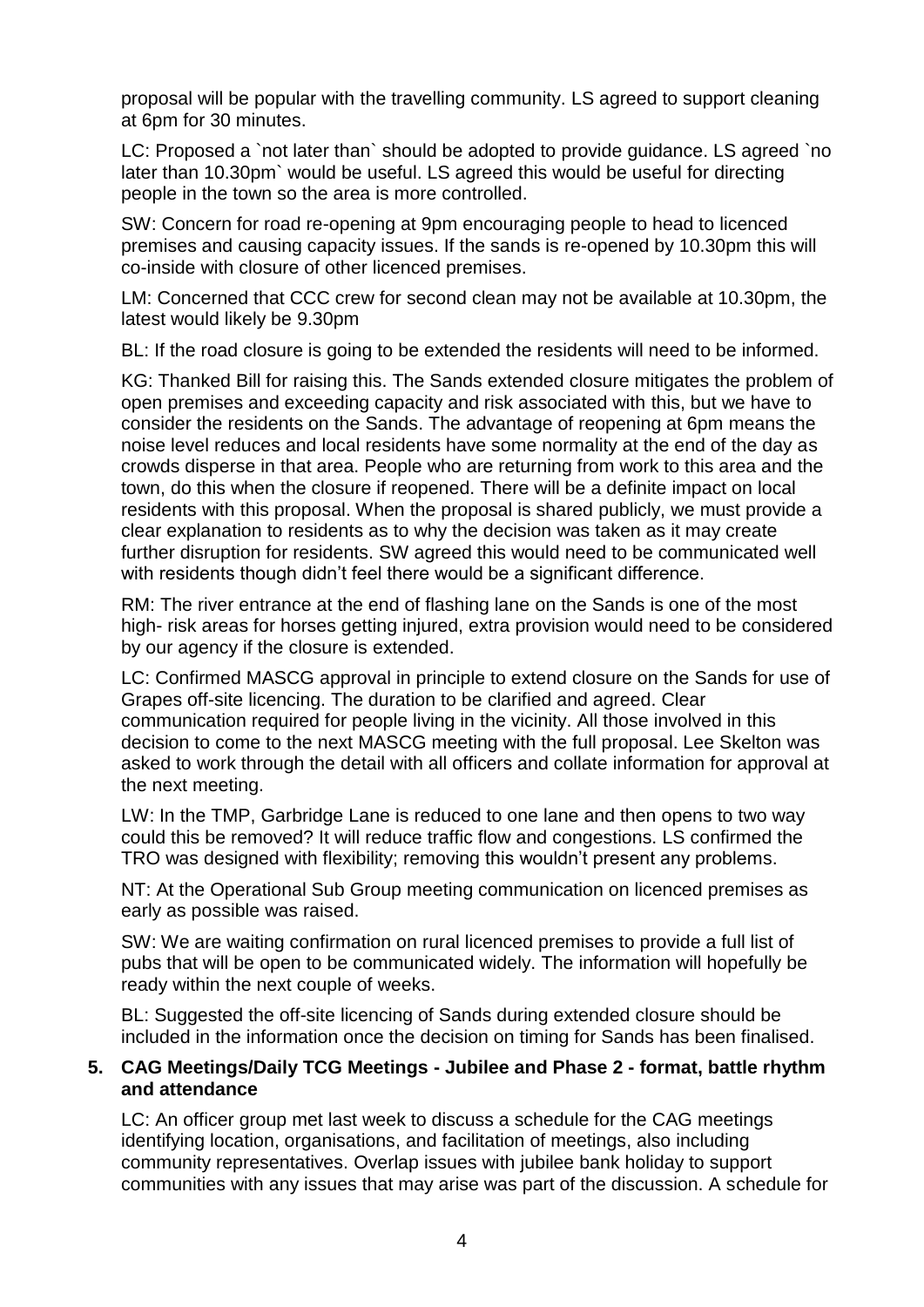proposal will be popular with the travelling community. LS agreed to support cleaning at 6pm for 30 minutes.

LC: Proposed a `not later than` should be adopted to provide guidance. LS agreed `no later than 10.30pm` would be useful. LS agreed this would be useful for directing people in the town so the area is more controlled.

SW: Concern for road re-opening at 9pm encouraging people to head to licenced premises and causing capacity issues. If the sands is re-opened by 10.30pm this will co-inside with closure of other licenced premises.

LM: Concerned that CCC crew for second clean may not be available at 10.30pm, the latest would likely be 9.30pm

BL: If the road closure is going to be extended the residents will need to be informed.

KG: Thanked Bill for raising this. The Sands extended closure mitigates the problem of open premises and exceeding capacity and risk associated with this, but we have to consider the residents on the Sands. The advantage of reopening at 6pm means the noise level reduces and local residents have some normality at the end of the day as crowds disperse in that area. People who are returning from work to this area and the town, do this when the closure if reopened. There will be a definite impact on local residents with this proposal. When the proposal is shared publicly, we must provide a clear explanation to residents as to why the decision was taken as it may create further disruption for residents. SW agreed this would need to be communicated well with residents though didn't feel there would be a significant difference.

RM: The river entrance at the end of flashing lane on the Sands is one of the most high- risk areas for horses getting injured, extra provision would need to be considered by our agency if the closure is extended.

LC: Confirmed MASCG approval in principle to extend closure on the Sands for use of Grapes off-site licencing. The duration to be clarified and agreed. Clear communication required for people living in the vicinity. All those involved in this decision to come to the next MASCG meeting with the full proposal. Lee Skelton was asked to work through the detail with all officers and collate information for approval at the next meeting.

LW: In the TMP, Garbridge Lane is reduced to one lane and then opens to two way could this be removed? It will reduce traffic flow and congestions. LS confirmed the TRO was designed with flexibility; removing this wouldn't present any problems.

NT: At the Operational Sub Group meeting communication on licenced premises as early as possible was raised.

SW: We are waiting confirmation on rural licenced premises to provide a full list of pubs that will be open to be communicated widely. The information will hopefully be ready within the next couple of weeks.

BL: Suggested the off-site licencing of Sands during extended closure should be included in the information once the decision on timing for Sands has been finalised.

**5. CAG Meetings/Daily TCG Meetings - Jubilee and Phase 2 - format, battle rhythm and attendance**

LC: An officer group met last week to discuss a schedule for the CAG meetings identifying location, organisations, and facilitation of meetings, also including community representatives. Overlap issues with jubilee bank holiday to support communities with any issues that may arise was part of the discussion. A schedule for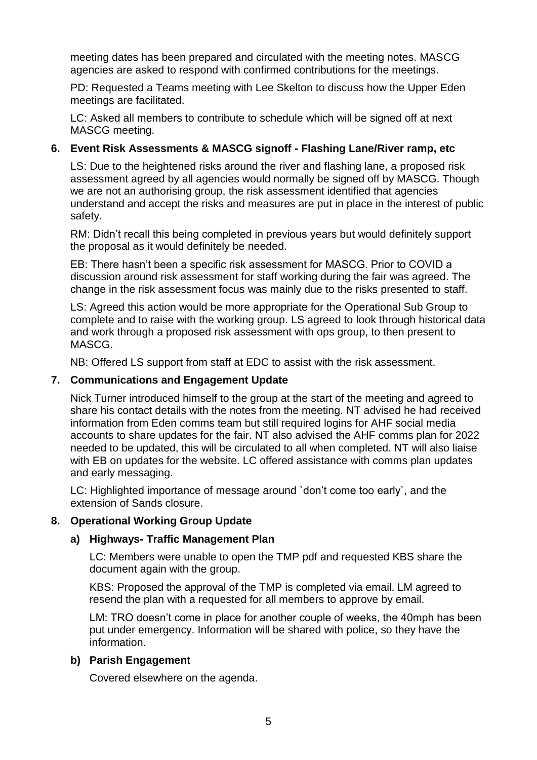meeting dates has been prepared and circulated with the meeting notes. MASCG agencies are asked to respond with confirmed contributions for the meetings.

PD: Requested a Teams meeting with Lee Skelton to discuss how the Upper Eden meetings are facilitated.

LC: Asked all members to contribute to schedule which will be signed off at next MASCG meeting.

**6. Event Risk Assessments & MASCG signoff - Flashing Lane/River ramp, etc**

LS: Due to the heightened risks around the river and flashing lane, a proposed risk assessment agreed by all agencies would normally be signed off by MASCG. Though we are not an authorising group, the risk assessment identified that agencies understand and accept the risks and measures are put in place in the interest of public safety.

RM: Didn't recall this being completed in previous years but would definitely support the proposal as it would definitely be needed.

EB: There hasn't been a specific risk assessment for MASCG. Prior to COVID a discussion around risk assessment for staff working during the fair was agreed. The change in the risk assessment focus was mainly due to the risks presented to staff.

LS: Agreed this action would be more appropriate for the Operational Sub Group to complete and to raise with the working group. LS agreed to look through historical data and work through a proposed risk assessment with ops group, to then present to MASCG.

NB: Offered LS support from staff at EDC to assist with the risk assessment.

**7. Communications and Engagement Update**

Nick Turner introduced himself to the group at the start of the meeting and agreed to share his contact details with the notes from the meeting. NT advised he had received information from Eden comms team but still required logins for AHF social media accounts to share updates for the fair. NT also advised the AHF comms plan for 2022 needed to be updated, this will be circulated to all when completed. NT will also liaise with EB on updates for the website. LC offered assistance with comms plan updates and early messaging.

LC: Highlighted importance of message around `don't come too early`, and the extension of Sands closure.

**8. Operational Working Group Update**

**a) Highways- Traffic Management Plan**

LC: Members were unable to open the TMP pdf and requested KBS share the document again with the group.

KBS: Proposed the approval of the TMP is completed via email. LM agreed to resend the plan with a requested for all members to approve by email.

LM: TRO doesn't come in place for another couple of weeks, the 40mph has been put under emergency. Information will be shared with police, so they have the information.

**b) Parish Engagement**

Covered elsewhere on the agenda.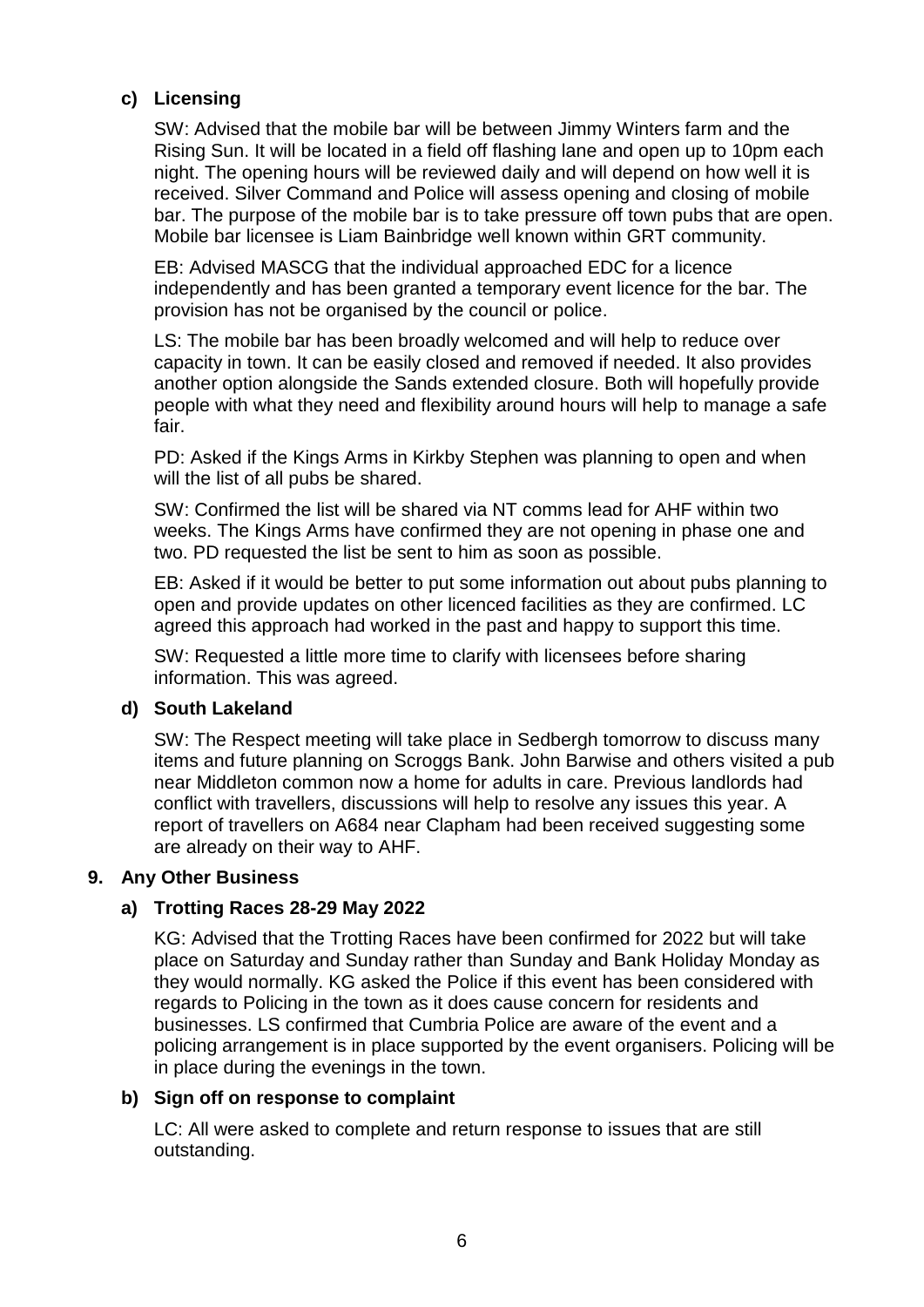### c) Licensing

SW: Advised that the mobile bar will be between Jimmy Winters farm and the Rising Sun. It will be located in a field off flashing lane and open up to 10pm each night. The opening hours will be reviewed daily and will depend on how well it is received. Silver Command and Police will assess opening and closing of mobile bar. The purpose of the mobile bar is to take pressure off town pubs that are open. Mobile bar licensee is Liam Bainbridge well known within GRT community.

EB: Advised MASCG that the individual approached EDC for a licence independently and has been granted a temporary event licence for the bar. The provision has not be organised by the council or police.

LS: The mobile bar has been broadly welcomed and will help to reduce over capacity in town. It can be easily closed and removed if needed. It also provides another option alongside the Sands extended closure. Both will hopefully provide people with what they need and flexibility around hours will help to manage a safe fair.

PD: Asked if the Kings Arms in Kirkby Stephen was planning to open and when will the list of all pubs be shared.

SW: Confirmed the list will be shared via NT comms lead for AHF within two weeks. The Kings Arms have confirmed they are not opening in phase one and two. PD requested the list be sent to him as soon as possible.

EB: Asked if it would be better to put some information out about pubs planning to open and provide updates on other licenced facilities as they are confirmed. LC agreed this approach had worked in the past and happy to support this time.

SW: Requested a little more time to clarify with licensees before sharing information. This was agreed.

### d) South Lakeland

SW: The Respect meeting will take place in Sedbergh tomorrow to discuss many items and future planning on Scroggs Bank. John Barwise and others visited a pub near Middleton common now a home for adults in care. Previous landlords had conflict with travellers, discussions will help to resolve any issues this year. A report of travellers on A684 near Clapham had been received suggesting some are already on their way to AHF.

## 9. Any Other Business

### a) Trotting Races 28-29 May 2022

KG: Advised that the Trotting Races have been confirmed for 2022 but will take place on Saturday and Sunday rather than Sunday and Bank Holiday Monday as they would normally. KG asked the Police if this event has been considered with regards to Policing in the town as it does cause concern for residents and businesses. LS confirmed that Cumbria Police are aware of the event and a policing arrangement is in place supported by the event organisers. Policing will be in place during the evenings in the town.

### b) Sign off on response to complaint

LC: All were asked to complete and return response to issues that are still outstanding.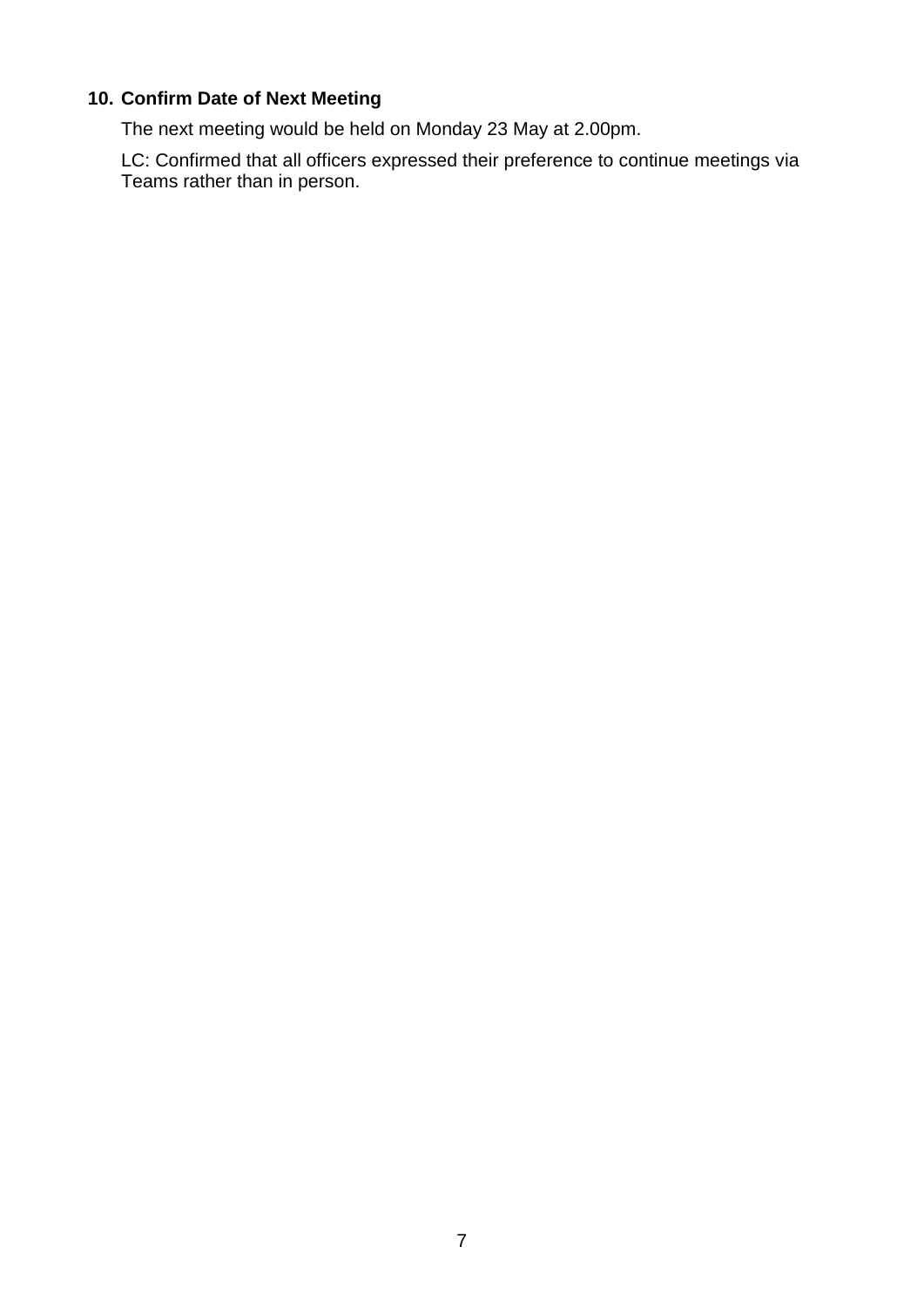**10. Confirm Date of Next Meeting**

The next meeting would be held on Monday 23 May at 2.00pm.

LC: Confirmed that all officers expressed their preference to continue meetings via Teams rather than in person.